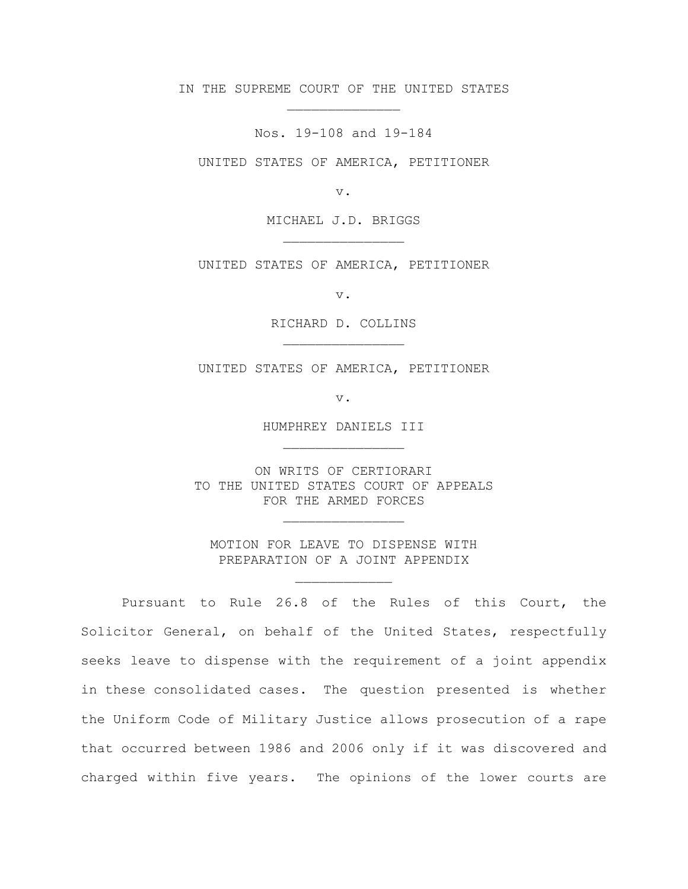IN THE SUPREME COURT OF THE UNITED STATES

---

Nos. 19-108 and 19-184

UNITED STATES OF AMERICA, PETITIONER

v.

MICHAEL J.D. BRIGGS

---

UNITED STATES OF AMERICA, PETITIONER

v.

RICHARD D. COLLINS

---

UNITED STATES OF AMERICA, PETITIONER

v.

HUMPHREY DANIELS III

---

ON WRITS OF CERTIORARI
TO THE UNITED STATES COURT OF APPEALS
FOR THE ARMED FORCES

---

MOTION FOR LEAVE TO DISPENSE WITH
PREPARATION OF A JOINT APPENDIX

---

Pursuant to Rule 26.8 of the Rules of this Court, the Solicitor General, on behalf of the United States, respectfully seeks leave to dispense with the requirement of a joint appendix in these consolidated cases. The question presented is whether the Uniform Code of Military Justice allows prosecution of a rape that occurred between 1986 and 2006 only if it was discovered and charged within five years. The opinions of the lower courts are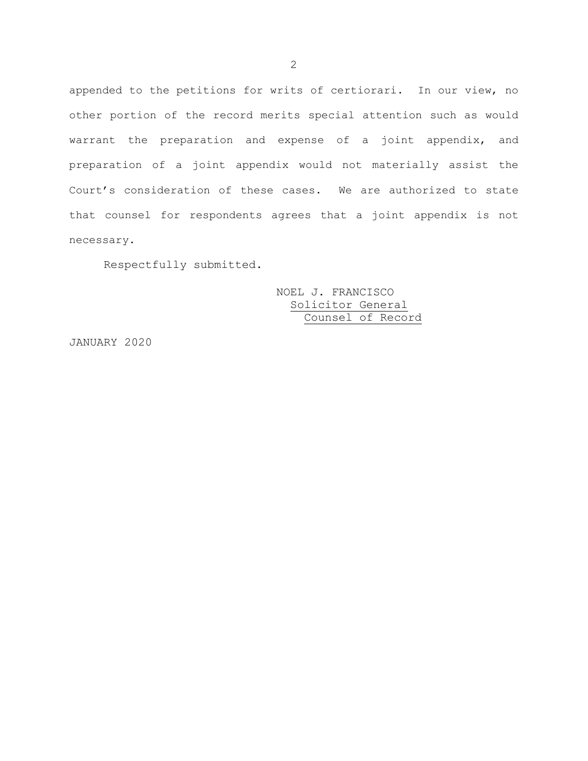appended to the petitions for writs of certiorari. In our view, no other portion of the record merits special attention such as would warrant the preparation and expense of a joint appendix, and preparation of a joint appendix would not materially assist the Court's consideration of these cases. We are authorized to state that counsel for respondents agrees that a joint appendix is not necessary.

Respectfully submitted.

NOEL J. FRANCISCO
Solicitor General
Counsel of Record

JANUARY 2020